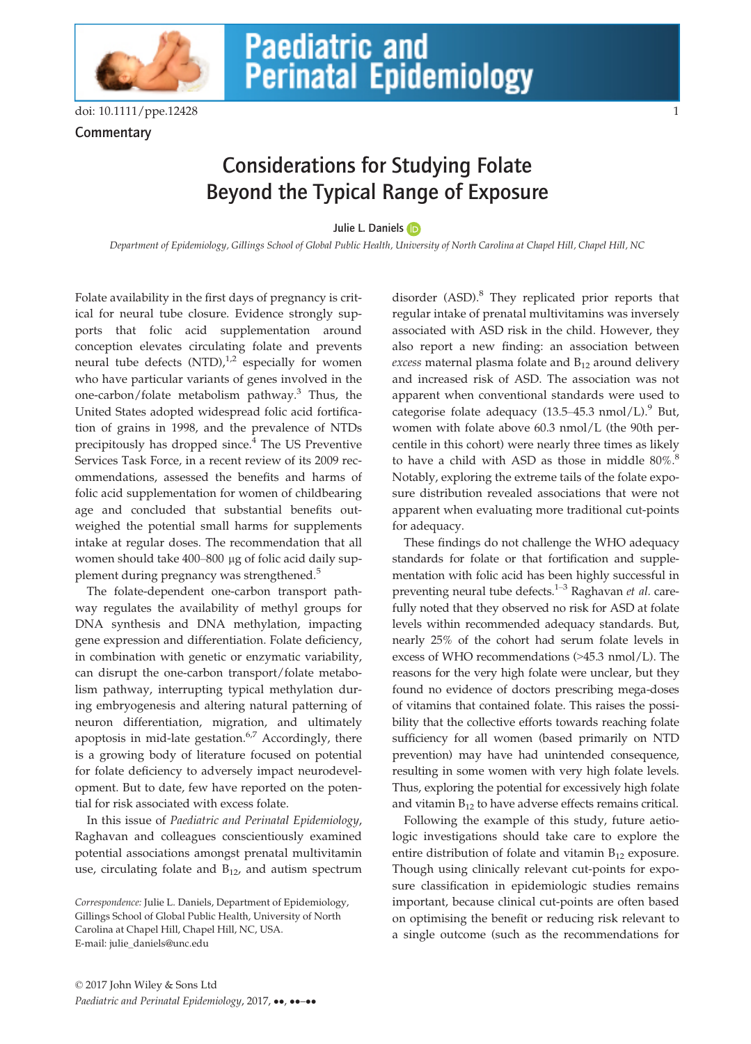doi: 10.1111/ppe.12428

Commentary

# Considerations for Studying Folate Beyond the Typical Range of Exposure

Julie L. Daniels

*Department of Epidemiology, Gillings School of Global Public Health, University of North Carolina at Chapel Hill, Chapel Hill, NC*

Folate availability in the first days of pregnancy is critical for neural tube closure. Evidence strongly supports that folic acid supplementation around conception elevates circulating folate and prevents neural tube defects (NTD),[1,2] especially for women who have particular variants of genes involved in the one-carbon/folate metabolism pathway.[3] Thus, the United States adopted widespread folic acid fortification of grains in 1998, and the prevalence of NTDs precipitously has dropped since.[4] The US Preventive Services Task Force, in a recent review of its 2009 recommendations, assessed the benefits and harms of folic acid supplementation for women of childbearing age and concluded that substantial benefits outweighed the potential small harms for supplements intake at regular doses. The recommendation that all women should take 400–800 μg of folic acid daily supplement during pregnancy was strengthened.[5]

The folate-dependent one-carbon transport pathway regulates the availability of methyl groups for DNA synthesis and DNA methylation, impacting gene expression and differentiation. Folate deficiency, in combination with genetic or enzymatic variability, can disrupt the one-carbon transport/folate metabolism pathway, interrupting typical methylation during embryogenesis and altering natural patterning of neuron differentiation, migration, and ultimately apoptosis in mid-late gestation.[6,7] Accordingly, there is a growing body of literature focused on potential for folate deficiency to adversely impact neurodevelopment. But to date, few have reported on the potential for risk associated with excess folate.

In this issue of *Paediatric and Perinatal Epidemiology*, Raghavan and colleagues conscientiously examined potential associations amongst prenatal multivitamin use, circulating folate and $B_{12}$, and autism spectrum disorder (ASD).[8] They replicated prior reports that regular intake of prenatal multivitamins was inversely associated with ASD risk in the child. However, they also report a new finding: an association between *excess* maternal plasma folate and $B_{12}$ around delivery and increased risk of ASD. The association was not apparent when conventional standards were used to categorise folate adequacy (13.5–45.3 nmol/L).[9] But, women with folate above 60.3 nmol/L (the 90th percentile in this cohort) were nearly three times as likely to have a child with ASD as those in middle 80%.[8] Notably, exploring the extreme tails of the folate exposure distribution revealed associations that were not apparent when evaluating more traditional cut-points for adequacy.

These findings do not challenge the WHO adequacy standards for folate or that fortification and supplementation with folic acid has been highly successful in preventing neural tube defects.[1–3] Raghavan *et al.* carefully noted that they observed no risk for ASD at folate levels within recommended adequacy standards. But, nearly 25% of the cohort had serum folate levels in excess of WHO recommendations (>45.3 nmol/L). The reasons for the very high folate were unclear, but they found no evidence of doctors prescribing mega-doses of vitamins that contained folate. This raises the possibility that the collective efforts towards reaching folate sufficiency for all women (based primarily on NTD prevention) may have had unintended consequence, resulting in some women with very high folate levels. Thus, exploring the potential for excessively high folate and vitamin $B_{12}$ to have adverse effects remains critical.

Following the example of this study, future aetiologic investigations should take care to explore the entire distribution of folate and vitamin $B_{12}$ exposure. Though using clinically relevant cut-points for exposure classification in epidemiologic studies remains important, because clinical cut-points are often based on optimising the benefit or reducing risk relevant to a single outcome (such as the recommendations for

*Correspondence:* Julie L. Daniels, Department of Epidemiology, Gillings School of Global Public Health, University of North Carolina at Chapel Hill, Chapel Hill, NC, USA.
E-mail: julie_daniels@unc.edu

© 2017 John Wiley & Sons Ltd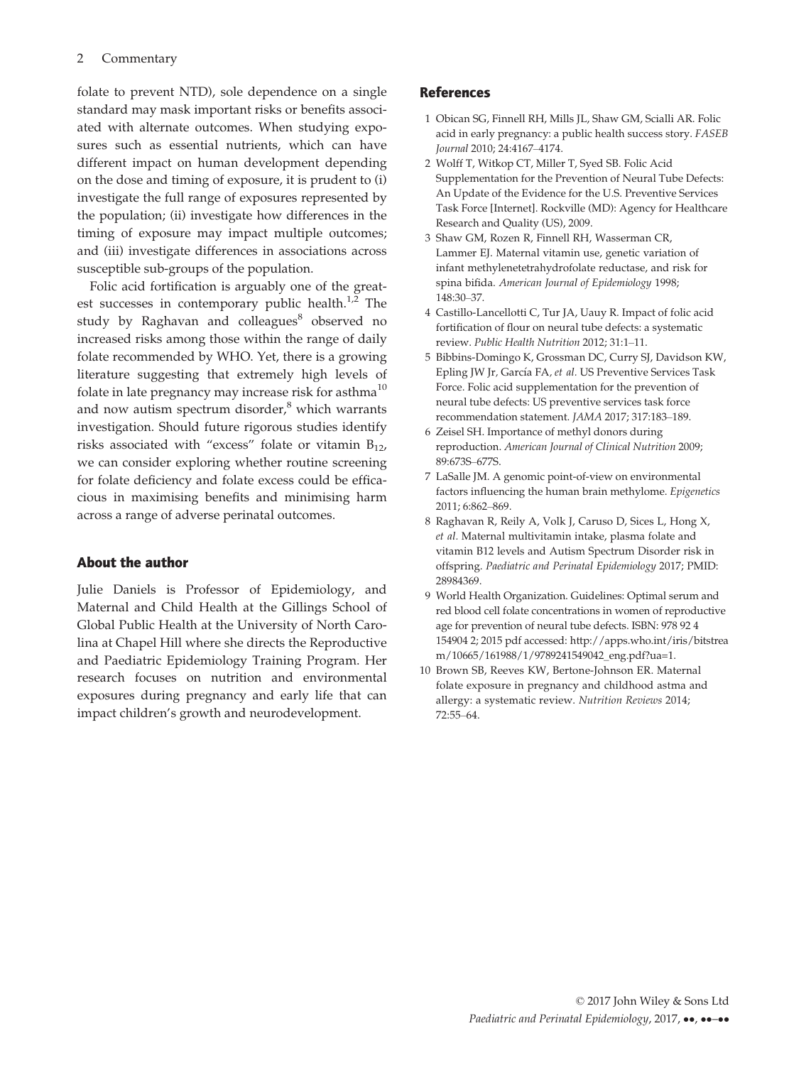folate to prevent NTD), sole dependence on a single standard may mask important risks or benefits associated with alternate outcomes. When studying exposures such as essential nutrients, which can have different impact on human development depending on the dose and timing of exposure, it is prudent to (i) investigate the full range of exposures represented by the population; (ii) investigate how differences in the timing of exposure may impact multiple outcomes; and (iii) investigate differences in associations across susceptible sub-groups of the population.

Folic acid fortification is arguably one of the greatest successes in contemporary public health.[1,2] The study by Raghavan and colleagues[8] observed no increased risks among those within the range of daily folate recommended by WHO. Yet, there is a growing literature suggesting that extremely high levels of folate in late pregnancy may increase risk for asthma[10] and now autism spectrum disorder,[8] which warrants investigation. Should future rigorous studies identify risks associated with "excess" folate or vitamin $B_{12}$, we can consider exploring whether routine screening for folate deficiency and folate excess could be efficacious in maximising benefits and minimising harm across a range of adverse perinatal outcomes.

## About the author

Julie Daniels is Professor of Epidemiology, and Maternal and Child Health at the Gillings School of Global Public Health at the University of North Carolina at Chapel Hill where she directs the Reproductive and Paediatric Epidemiology Training Program. Her research focuses on nutrition and environmental exposures during pregnancy and early life that can impact children's growth and neurodevelopment.

## References

1. Obican SG, Finnell RH, Mills JL, Shaw GM, Scialli AR. Folic acid in early pregnancy: a public health success story. *FASEB Journal* 2010; 24:4167–4174.
2. Wolff T, Witkop CT, Miller T, Syed SB. Folic Acid Supplementation for the Prevention of Neural Tube Defects: An Update of the Evidence for the U.S. Preventive Services Task Force [Internet]. Rockville (MD): Agency for Healthcare Research and Quality (US), 2009.
3. Shaw GM, Rozen R, Finnell RH, Wasserman CR, Lammer EJ. Maternal vitamin use, genetic variation of infant methylenetetrahydrofolate reductase, and risk for spina bifida. *American Journal of Epidemiology* 1998; 148:30–37.
4. Castillo-Lancellotti C, Tur JA, Uauy R. Impact of folic acid fortification of flour on neural tube defects: a systematic review. *Public Health Nutrition* 2012; 31:1–11.
5. Bibbins-Domingo K, Grossman DC, Curry SJ, Davidson KW, Epling JW Jr, García FA, *et al.* US Preventive Services Task Force. Folic acid supplementation for the prevention of neural tube defects: US preventive services task force recommendation statement. *JAMA* 2017; 317:183–189.
6. Zeisel SH. Importance of methyl donors during reproduction. *American Journal of Clinical Nutrition* 2009; 89:673S–677S.
7. LaSalle JM. A genomic point-of-view on environmental factors influencing the human brain methylome. *Epigenetics* 2011; 6:862–869.
8. Raghavan R, Reily A, Volk J, Caruso D, Sices L, Hong X, *et al.* Maternal multivitamin intake, plasma folate and vitamin B12 levels and Autism Spectrum Disorder risk in offspring. *Paediatric and Perinatal Epidemiology* 2017; PMID: 28984369.
9. World Health Organization. Guidelines: Optimal serum and red blood cell folate concentrations in women of reproductive age for prevention of neural tube defects. ISBN: 978 92 4 154904 2; 2015 pdf accessed: http://apps.who.int/iris/bitstream/10665/161988/1/9789241549042_eng.pdf?ua=1.
10. Brown SB, Reeves KW, Bertone-Johnson ER. Maternal folate exposure in pregnancy and childhood astma and allergy: a systematic review. *Nutrition Reviews* 2014; 72:55–64.